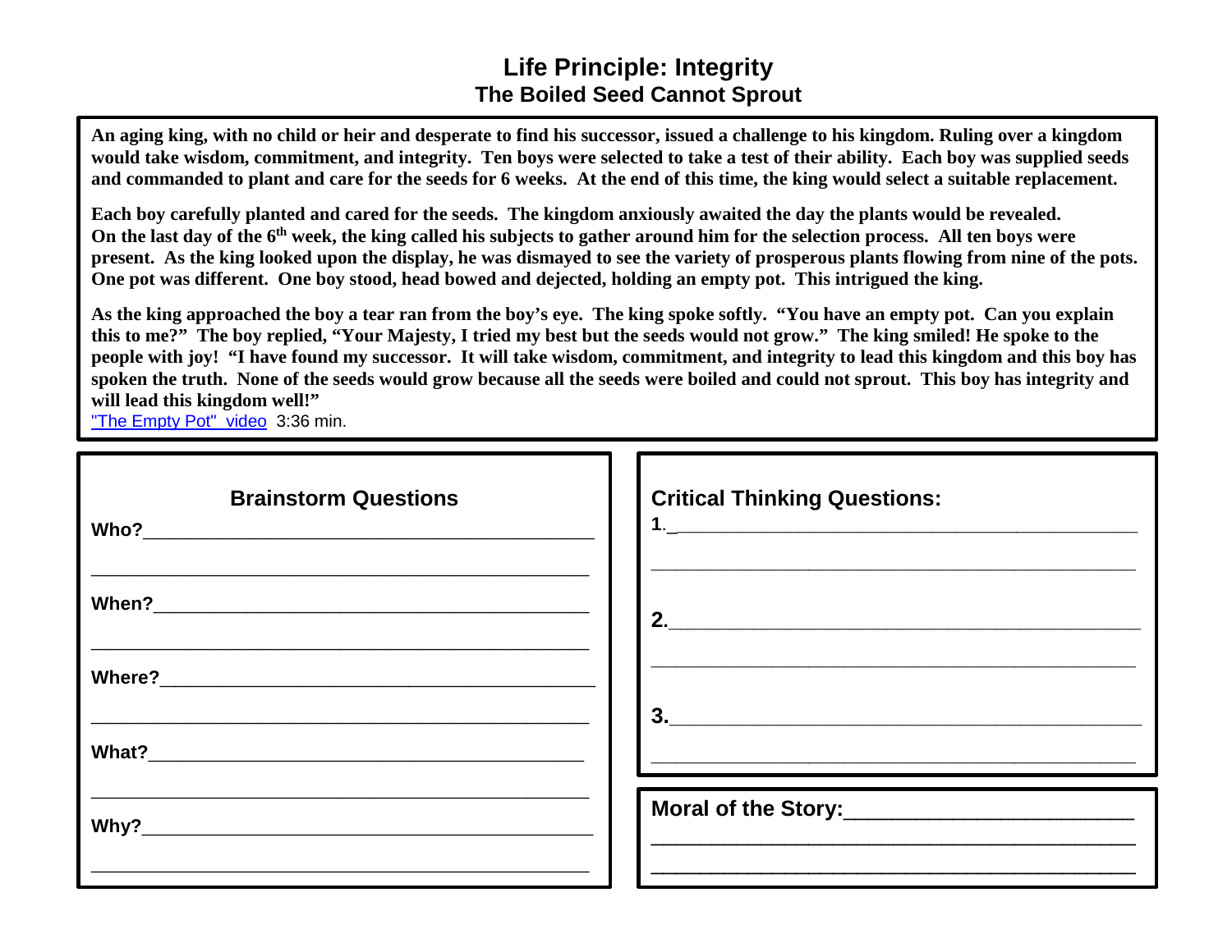# Life Principle: Integrity

## The Boiled Seed Cannot Sprout

**An aging king, with no child or heir and desperate to find his successor, issued a challenge to his kingdom. Ruling over a kingdom would take wisdom, commitment, and integrity. Ten boys were selected to take a test of their ability. Each boy was supplied seeds and commanded to plant and care for the seeds for 6 weeks. At the end of this time, the king would select a suitable replacement.**

**Each boy carefully planted and cared for the seeds. The kingdom anxiously awaited the day the plants would be revealed. On the last day of the 6th week, the king called his subjects to gather around him for the selection process. All ten boys were present. As the king looked upon the display, he was dismayed to see the variety of prosperous plants flowing from nine of the pots. One pot was different. One boy stood, head bowed and dejected, holding an empty pot. This intrigued the king.**

**As the king approached the boy a tear ran from the boy's eye. The king spoke softly. "You have an empty pot. Can you explain this to me?" The boy replied, "Your Majesty, I tried my best but the seeds would not grow." The king smiled! He spoke to the people with joy! "I have found my successor. It will take wisdom, commitment, and integrity to lead this kingdom and this boy has spoken the truth. None of the seeds would grow because all the seeds were boiled and could not sprout. This boy has integrity and will lead this kingdom well!"**

"The Empty Pot" video 3:36 min.

### Brainstorm Questions

**Who?**_____________________________________________

_____________________________________________________

**When?**____________________________________________

_____________________________________________________

**Where?**___________________________________________

_____________________________________________________

**What?**____________________________________________

_____________________________________________________

**Why?**_____________________________________________

_____________________________________________________

### Critical Thinking Questions:

**1.**_______________________________________________

_____________________________________________________

**2.**_______________________________________________

_____________________________________________________

**3.**_______________________________________________

_____________________________________________________

### Moral of the Story:_________________________

_____________________________________________________

_____________________________________________________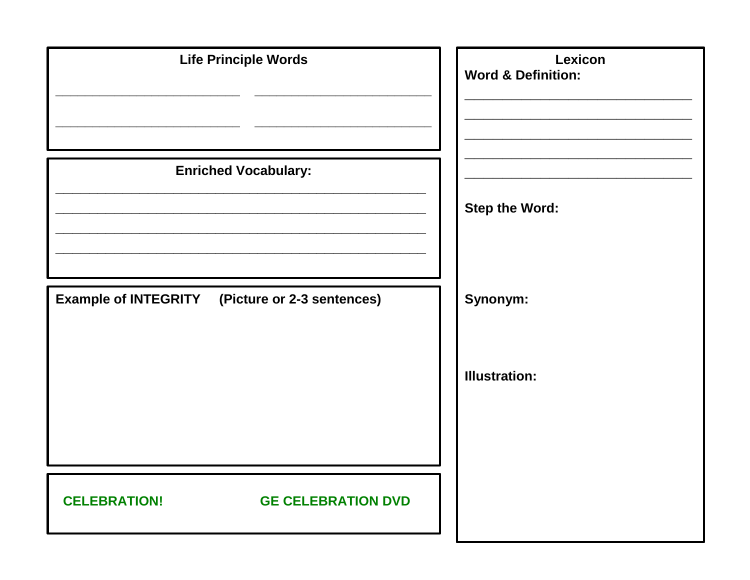**Life Principle Words**

______________________________ ______________________________

______________________________ ______________________________

**Enriched Vocabulary:**

____________________________________________________________

____________________________________________________________

____________________________________________________________

____________________________________________________________

**Example of INTEGRITY (Picture or 2-3 sentences)**

**CELEBRATION!** **GE CELEBRATION DVD**

**Lexicon**

**Word & Definition:**

____________________________________

____________________________________

____________________________________

____________________________________

____________________________________

**Step the Word:**

**Synonym:**

**Illustration:**